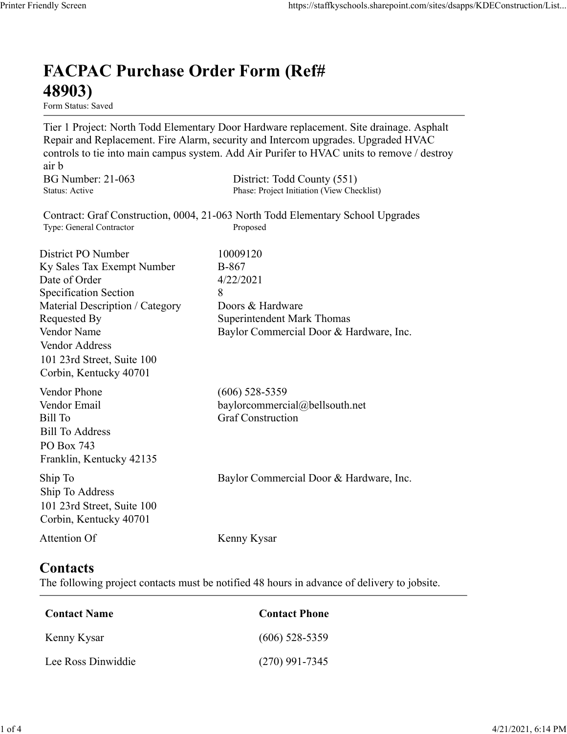# FACPAC Purchase Order Form (Ref# 48903)

Form Status: Saved

Tier 1 Project: North Todd Elementary Door Hardware replacement. Site drainage. Asphalt Repair and Replacement. Fire Alarm, security and Intercom upgrades. Upgraded HVAC controls to tie into main campus system. Add Air Purifer to HVAC units to remove / destroy air b

BG Number: 21-063
Status: Active

District: Todd County (551)
Phase: Project Initiation (View Checklist)

Contract: Graf Construction, 0004, 21-063 North Todd Elementary School Upgrades
Type: General Contractor
Proposed

| | |
|---|---|
| District PO Number | 10009120 |
| Ky Sales Tax Exempt Number | B-867 |
| Date of Order | 4/22/2021 |
| Specification Section | 8 |
| Material Description / Category | Doors & Hardware |
| Requested By | Superintendent Mark Thomas |
| Vendor Name | Baylor Commercial Door & Hardware, Inc. |
| Vendor Address | 101 23rd Street, Suite 100<br>Corbin, Kentucky 40701 |
| Vendor Phone | (606) 528-5359 |
| Vendor Email | baylorcommercial@bellsouth.net |
| Bill To | Graf Construction |
| Bill To Address | PO Box 743<br>Franklin, Kentucky 42135 |
| Ship To | Baylor Commercial Door & Hardware, Inc. |
| Ship To Address | 101 23rd Street, Suite 100<br>Corbin, Kentucky 40701 |
| Attention Of | Kenny Kysar |

## Contacts

The following project contacts must be notified 48 hours in advance of delivery to jobsite.

| Contact Name | Contact Phone |
|---|---|
| Kenny Kysar | (606) 528-5359 |
| Lee Ross Dinwiddie | (270) 991-7345 |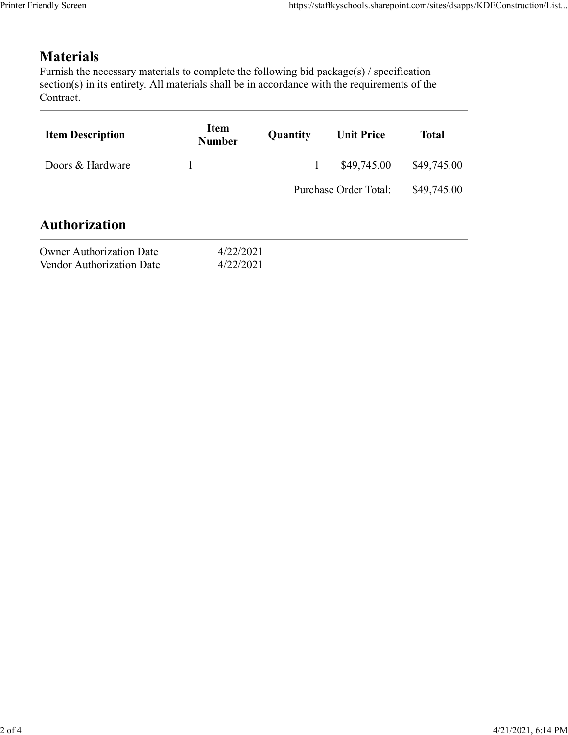## Materials

Furnish the necessary materials to complete the following bid package(s) / specification section(s) in its entirety. All materials shall be in accordance with the requirements of the Contract.

| Item Description | Item Number | Quantity | Unit Price | Total |
|---|---|---|---|---|
| Doors & Hardware | 1 | 1 | $49,745.00 | $49,745.00 |
| | | | Purchase Order Total: | $49,745.00 |

## Authorization

| | |
|---|---|
| Owner Authorization Date | 4/22/2021 |
| Vendor Authorization Date | 4/22/2021 |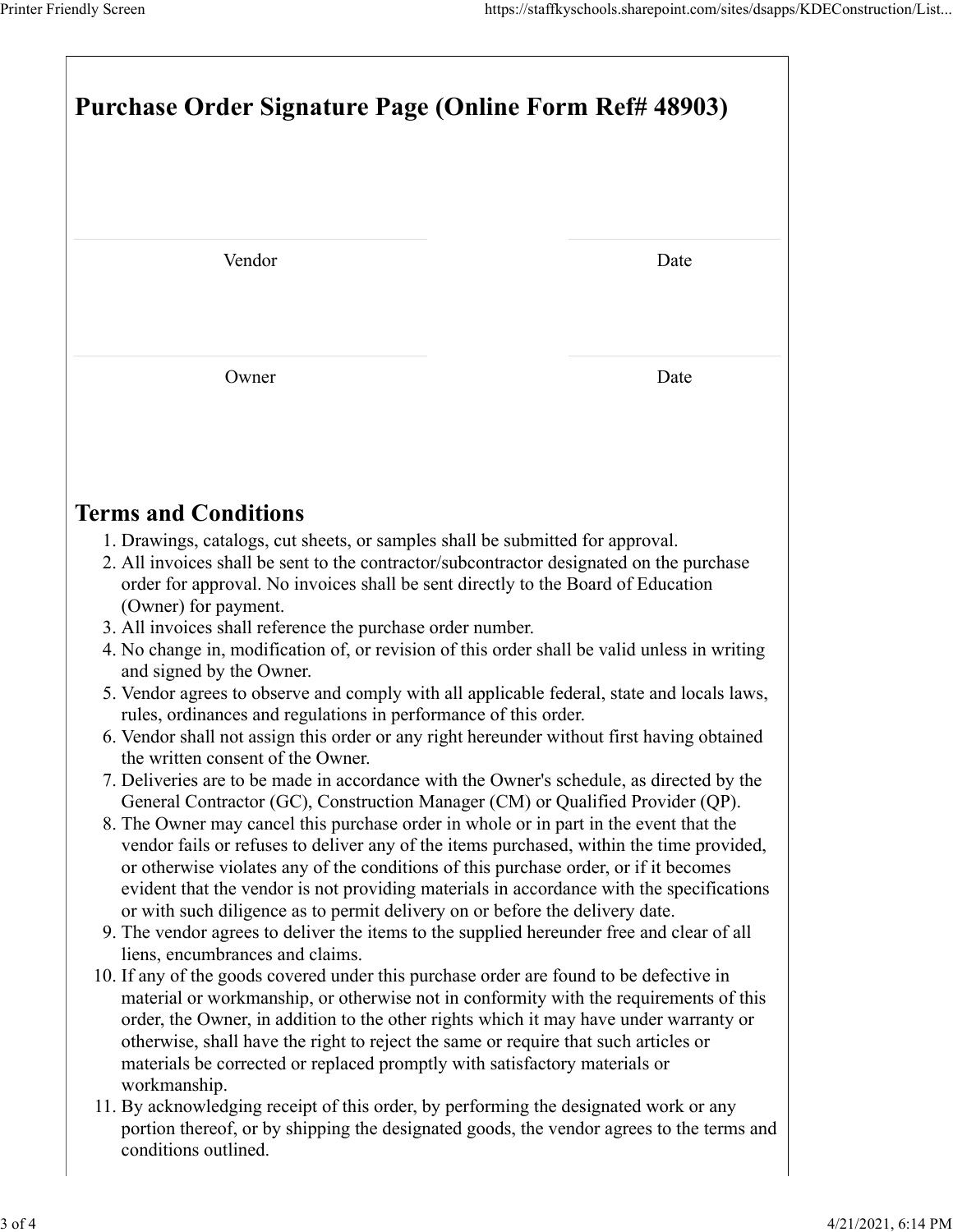# Purchase Order Signature Page (Online Form Ref# 48903)

| Vendor | Date |
|---|---|
| Owner | Date |

## Terms and Conditions

1. Drawings, catalogs, cut sheets, or samples shall be submitted for approval.
2. All invoices shall be sent to the contractor/subcontractor designated on the purchase order for approval. No invoices shall be sent directly to the Board of Education (Owner) for payment.
3. All invoices shall reference the purchase order number.
4. No change in, modification of, or revision of this order shall be valid unless in writing and signed by the Owner.
5. Vendor agrees to observe and comply with all applicable federal, state and locals laws, rules, ordinances and regulations in performance of this order.
6. Vendor shall not assign this order or any right hereunder without first having obtained the written consent of the Owner.
7. Deliveries are to be made in accordance with the Owner's schedule, as directed by the General Contractor (GC), Construction Manager (CM) or Qualified Provider (QP).
8. The Owner may cancel this purchase order in whole or in part in the event that the vendor fails or refuses to deliver any of the items purchased, within the time provided, or otherwise violates any of the conditions of this purchase order, or if it becomes evident that the vendor is not providing materials in accordance with the specifications or with such diligence as to permit delivery on or before the delivery date.
9. The vendor agrees to deliver the items to the supplied hereunder free and clear of all liens, encumbrances and claims.
10. If any of the goods covered under this purchase order are found to be defective in material or workmanship, or otherwise not in conformity with the requirements of this order, the Owner, in addition to the other rights which it may have under warranty or otherwise, shall have the right to reject the same or require that such articles or materials be corrected or replaced promptly with satisfactory materials or workmanship.
11. By acknowledging receipt of this order, by performing the designated work or any portion thereof, or by shipping the designated goods, the vendor agrees to the terms and conditions outlined.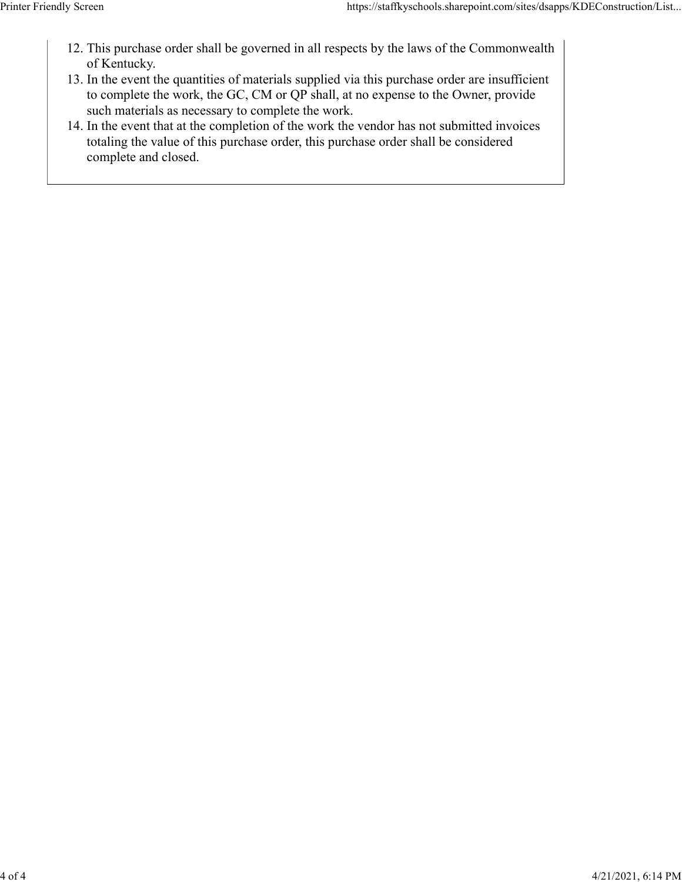12. This purchase order shall be governed in all respects by the laws of the Commonwealth of Kentucky.
13. In the event the quantities of materials supplied via this purchase order are insufficient to complete the work, the GC, CM or QP shall, at no expense to the Owner, provide such materials as necessary to complete the work.
14. In the event that at the completion of the work the vendor has not submitted invoices totaling the value of this purchase order, this purchase order shall be considered complete and closed.